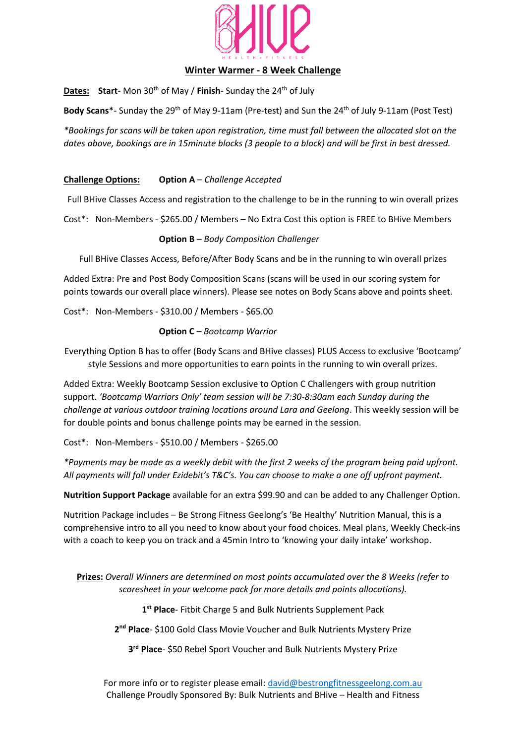BHIVE

HEALTH + FITNESS

# Winter Warmer - 8 Week Challenge

**Dates:** **Start**- Mon 30th of May / **Finish**- Sunday the 24th of July

**Body Scans***- Sunday the 29th of May 9-11am (Pre-test) and Sun the 24th of July 9-11am (Post Test)

*\*Bookings for scans will be taken upon registration, time must fall between the allocated slot on the dates above, bookings are in 15minute blocks (3 people to a block) and will be first in best dressed.*

**Challenge Options:** **Option A** – *Challenge Accepted*

Full BHive Classes Access and registration to the challenge to be in the running to win overall prizes

Cost*: Non-Members - $265.00 / Members – No Extra Cost this option is FREE to BHive Members

**Option B** – *Body Composition Challenger*

Full BHive Classes Access, Before/After Body Scans and be in the running to win overall prizes

Added Extra: Pre and Post Body Composition Scans (scans will be used in our scoring system for points towards our overall place winners). Please see notes on Body Scans above and points sheet.

Cost*: Non-Members - $310.00 / Members - $65.00

**Option C** – *Bootcamp Warrior*

Everything Option B has to offer (Body Scans and BHive classes) PLUS Access to exclusive 'Bootcamp' style Sessions and more opportunities to earn points in the running to win overall prizes.

Added Extra: Weekly Bootcamp Session exclusive to Option C Challengers with group nutrition support. *'Bootcamp Warriors Only' team session will be 7:30-8:30am each Sunday during the challenge at various outdoor training locations around Lara and Geelong*. This weekly session will be for double points and bonus challenge points may be earned in the session.

Cost*: Non-Members - $510.00 / Members - $265.00

*\*Payments may be made as a weekly debit with the first 2 weeks of the program being paid upfront. All payments will fall under Ezidebit's T&C's. You can choose to make a one off upfront payment.*

**Nutrition Support Package** available for an extra $99.90 and can be added to any Challenger Option.

Nutrition Package includes – Be Strong Fitness Geelong's 'Be Healthy' Nutrition Manual, this is a comprehensive intro to all you need to know about your food choices. Meal plans, Weekly Check-ins with a coach to keep you on track and a 45min Intro to 'knowing your daily intake' workshop.

**Prizes:** *Overall Winners are determined on most points accumulated over the 8 Weeks (refer to scoresheet in your welcome pack for more details and points allocations).*

**1st Place**- Fitbit Charge 5 and Bulk Nutrients Supplement Pack

**2nd Place**- $100 Gold Class Movie Voucher and Bulk Nutrients Mystery Prize

**3rd Place**- $50 Rebel Sport Voucher and Bulk Nutrients Mystery Prize

For more info or to register please email: david@bestrongfitnessgeelong.com.au
Challenge Proudly Sponsored By: Bulk Nutrients and BHive – Health and Fitness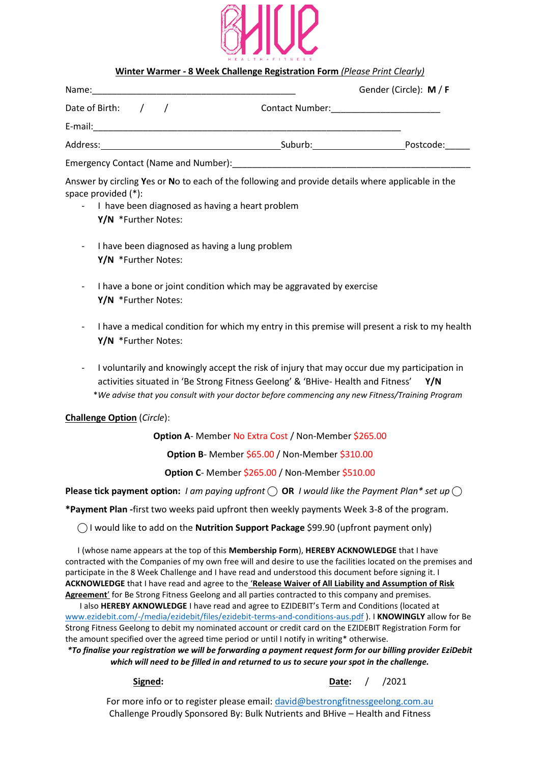BHIVE

HEALTH + FITNESS

**Winter Warmer - 8 Week Challenge Registration Form** *(Please Print Clearly)*

Name:_________________________________________ Gender (Circle): **M / F**

Date of Birth: / / Contact Number:______________________

E-mail:______________________________________________________________

Address:____________________________________Suburb:__________________Postcode:_____

Emergency Contact (Name and Number):________________________________________________

Answer by circling **Y**es or **N**o to each of the following and provide details where applicable in the space provided (*):

- I have been diagnosed as having a heart problem
  **Y/N** *Further Notes:

- I have been diagnosed as having a lung problem
  **Y/N** *Further Notes:

- I have a bone or joint condition which may be aggravated by exercise
  **Y/N** *Further Notes:

- I have a medical condition for which my entry in this premise will present a risk to my health
  **Y/N** *Further Notes:

- I voluntarily and knowingly accept the risk of injury that may occur due my participation in activities situated in 'Be Strong Fitness Geelong' & 'BHive- Health and Fitness' **Y/N**

*\*We advise that you consult with your doctor before commencing any new Fitness/Training Program*

**Challenge Option** (*Circle*):

**Option A**- Member No Extra Cost / Non-Member $265.00

**Option B**- Member $65.00 / Non-Member $310.00

**Option C**- Member $265.00 / Non-Member $510.00

**Please tick payment option:** *I am paying upfront* ◯ **OR** *I would like the Payment Plan* set up* ◯

**\*Payment Plan -**first two weeks paid upfront then weekly payments Week 3-8 of the program.

◯ I would like to add on the **Nutrition Support Package** $99.90 (upfront payment only)

I (whose name appears at the top of this **Membership Form**), **HEREBY ACKNOWLEDGE** that I have contracted with the Companies of my own free will and desire to use the facilities located on the premises and participate in the 8 Week Challenge and I have read and understood this document before signing it. I **ACKNOWLEDGE** that I have read and agree to the **'Release Waiver of All Liability and Assumption of Risk Agreement'** for Be Strong Fitness Geelong and all parties contracted to this company and premises.

I also **HEREBY AKNOWLEDGE** I have read and agree to EZIDEBIT's Term and Conditions (located at www.ezidebit.com/-/media/ezidebit/files/ezidebit-terms-and-conditions-aus.pdf ). I **KNOWINGLY** allow for Be Strong Fitness Geelong to debit my nominated account or credit card on the EZIDEBIT Registration Form for the amount specified over the agreed time period or until I notify in writing* otherwise.

***\*To finalise your registration we will be forwarding a payment request form for our billing provider EziDebit which will need to be filled in and returned to us to secure your spot in the challenge.***

**Signed:** **Date:** / /2021

For more info or to register please email: david@bestrongfitnessgeelong.com.au

Challenge Proudly Sponsored By: Bulk Nutrients and BHive – Health and Fitness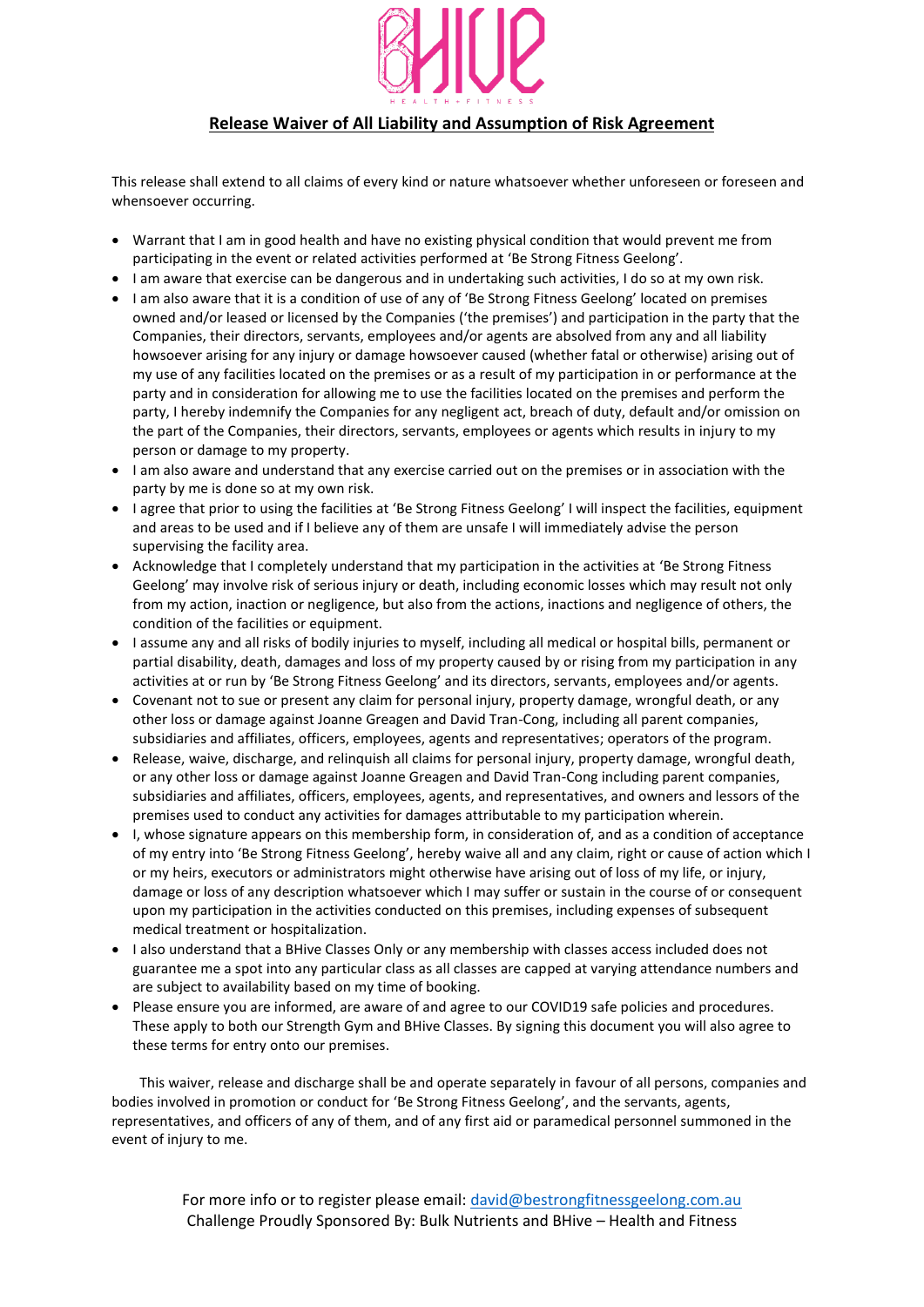BHIVE
HEALTH + FITNESS

## Release Waiver of All Liability and Assumption of Risk Agreement

This release shall extend to all claims of every kind or nature whatsoever whether unforeseen or foreseen and whensoever occurring.

- Warrant that I am in good health and have no existing physical condition that would prevent me from participating in the event or related activities performed at 'Be Strong Fitness Geelong'.
- I am aware that exercise can be dangerous and in undertaking such activities, I do so at my own risk.
- I am also aware that it is a condition of use of any of 'Be Strong Fitness Geelong' located on premises owned and/or leased or licensed by the Companies ('the premises') and participation in the party that the Companies, their directors, servants, employees and/or agents are absolved from any and all liability howsoever arising for any injury or damage howsoever caused (whether fatal or otherwise) arising out of my use of any facilities located on the premises or as a result of my participation in or performance at the party and in consideration for allowing me to use the facilities located on the premises and perform the party, I hereby indemnify the Companies for any negligent act, breach of duty, default and/or omission on the part of the Companies, their directors, servants, employees or agents which results in injury to my person or damage to my property.
- I am also aware and understand that any exercise carried out on the premises or in association with the party by me is done so at my own risk.
- I agree that prior to using the facilities at 'Be Strong Fitness Geelong' I will inspect the facilities, equipment and areas to be used and if I believe any of them are unsafe I will immediately advise the person supervising the facility area.
- Acknowledge that I completely understand that my participation in the activities at 'Be Strong Fitness Geelong' may involve risk of serious injury or death, including economic losses which may result not only from my action, inaction or negligence, but also from the actions, inactions and negligence of others, the condition of the facilities or equipment.
- I assume any and all risks of bodily injuries to myself, including all medical or hospital bills, permanent or partial disability, death, damages and loss of my property caused by or rising from my participation in any activities at or run by 'Be Strong Fitness Geelong' and its directors, servants, employees and/or agents.
- Covenant not to sue or present any claim for personal injury, property damage, wrongful death, or any other loss or damage against Joanne Greagen and David Tran-Cong, including all parent companies, subsidiaries and affiliates, officers, employees, agents and representatives; operators of the program.
- Release, waive, discharge, and relinquish all claims for personal injury, property damage, wrongful death, or any other loss or damage against Joanne Greagen and David Tran-Cong including parent companies, subsidiaries and affiliates, officers, employees, agents, and representatives, and owners and lessors of the premises used to conduct any activities for damages attributable to my participation wherein.
- I, whose signature appears on this membership form, in consideration of, and as a condition of acceptance of my entry into 'Be Strong Fitness Geelong', hereby waive all and any claim, right or cause of action which I or my heirs, executors or administrators might otherwise have arising out of loss of my life, or injury, damage or loss of any description whatsoever which I may suffer or sustain in the course of or consequent upon my participation in the activities conducted on this premises, including expenses of subsequent medical treatment or hospitalization.
- I also understand that a BHive Classes Only or any membership with classes access included does not guarantee me a spot into any particular class as all classes are capped at varying attendance numbers and are subject to availability based on my time of booking.
- Please ensure you are informed, are aware of and agree to our COVID19 safe policies and procedures. These apply to both our Strength Gym and BHive Classes. By signing this document you will also agree to these terms for entry onto our premises.

This waiver, release and discharge shall be and operate separately in favour of all persons, companies and bodies involved in promotion or conduct for 'Be Strong Fitness Geelong', and the servants, agents, representatives, and officers of any of them, and of any first aid or paramedical personnel summoned in the event of injury to me.

For more info or to register please email: [david@bestrongfitnessgeelong.com.au](mailto:david@bestrongfitnessgeelong.com.au)
Challenge Proudly Sponsored By: Bulk Nutrients and BHive – Health and Fitness